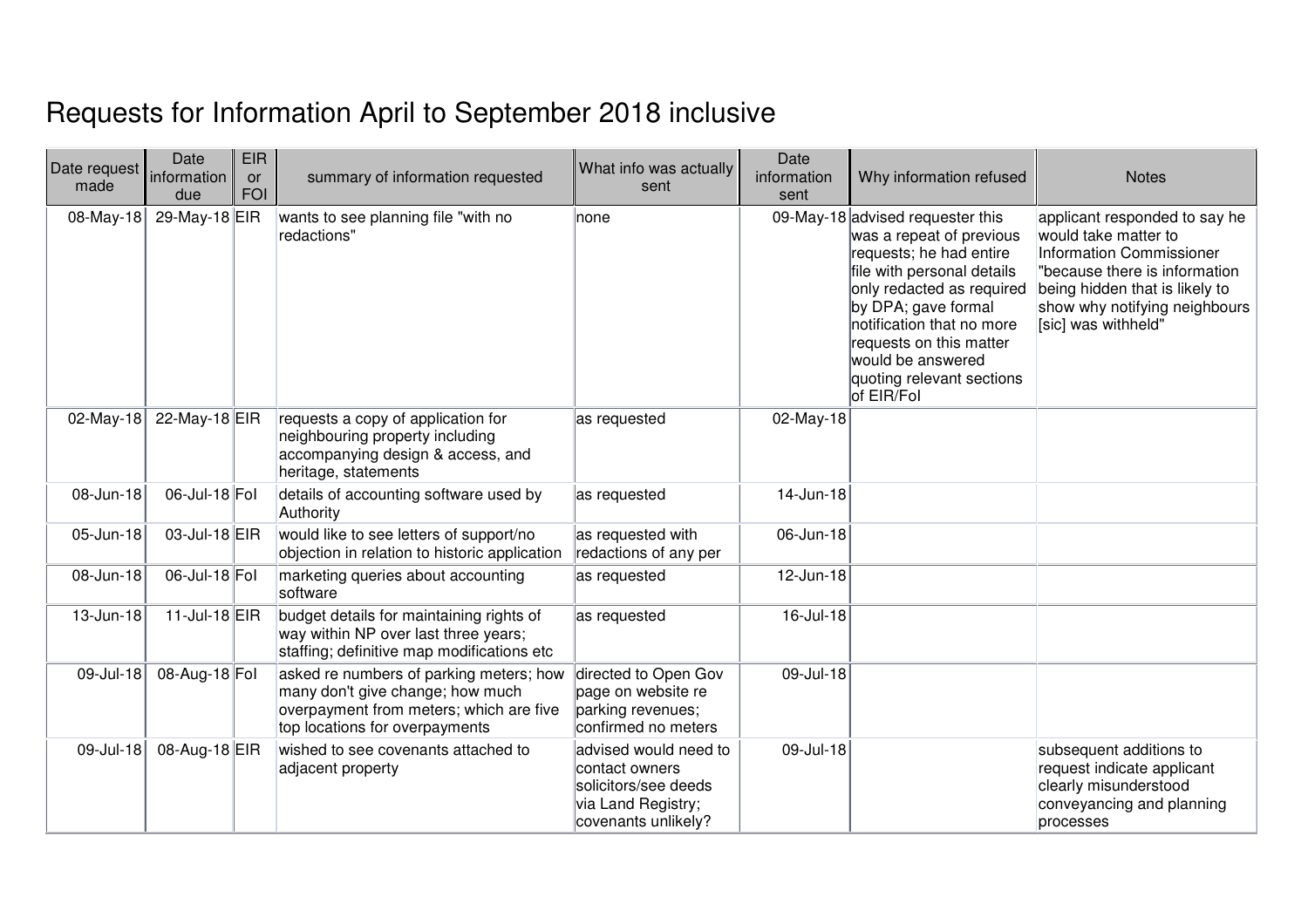# Requests for Information April to September 2018 inclusive

| Date request made | Date information due | EIR or FOI | summary of information requested | What info was actually sent | Date information sent | Why information refused | Notes |
|---|---|---|---|---|---|---|---|
| 08-May-18 | 29-May-18 | EIR | wants to see planning file "with no redactions" | none | 09-May-18 | advised requester this was a repeat of previous requests; he had entire file with personal details only redacted as required by DPA; gave formal notification that no more requests on this matter would be answered quoting relevant sections of EIR/FoI | applicant responded to say he would take matter to Information Commissioner "because there is information being hidden that is likely to show why notifying neighbours [sic] was withheld" |
| 02-May-18 | 22-May-18 | EIR | requests a copy of application for neighbouring property including accompanying design & access, and heritage, statements | as requested | 02-May-18 | | |
| 08-Jun-18 | 06-Jul-18 | FoI | details of accounting software used by Authority | as requested | 14-Jun-18 | | |
| 05-Jun-18 | 03-Jul-18 | EIR | would like to see letters of support/no objection in relation to historic application | as requested with redactions of any per | 06-Jun-18 | | |
| 08-Jun-18 | 06-Jul-18 | FoI | marketing queries about accounting software | as requested | 12-Jun-18 | | |
| 13-Jun-18 | 11-Jul-18 | EIR | budget details for maintaining rights of way within NP over last three years; staffing; definitive map modifications etc | as requested | 16-Jul-18 | | |
| 09-Jul-18 | 08-Aug-18 | FoI | asked re numbers of parking meters; how many don't give change; how much overpayment from meters; which are five top locations for overpayments | directed to Open Gov page on website re parking revenues; confirmed no meters | 09-Jul-18 | | |
| 09-Jul-18 | 08-Aug-18 | EIR | wished to see covenants attached to adjacent property | advised would need to contact owners solicitors/see deeds via Land Registry; covenants unlikely? | 09-Jul-18 | | subsequent additions to request indicate applicant clearly misunderstood conveyancing and planning processes |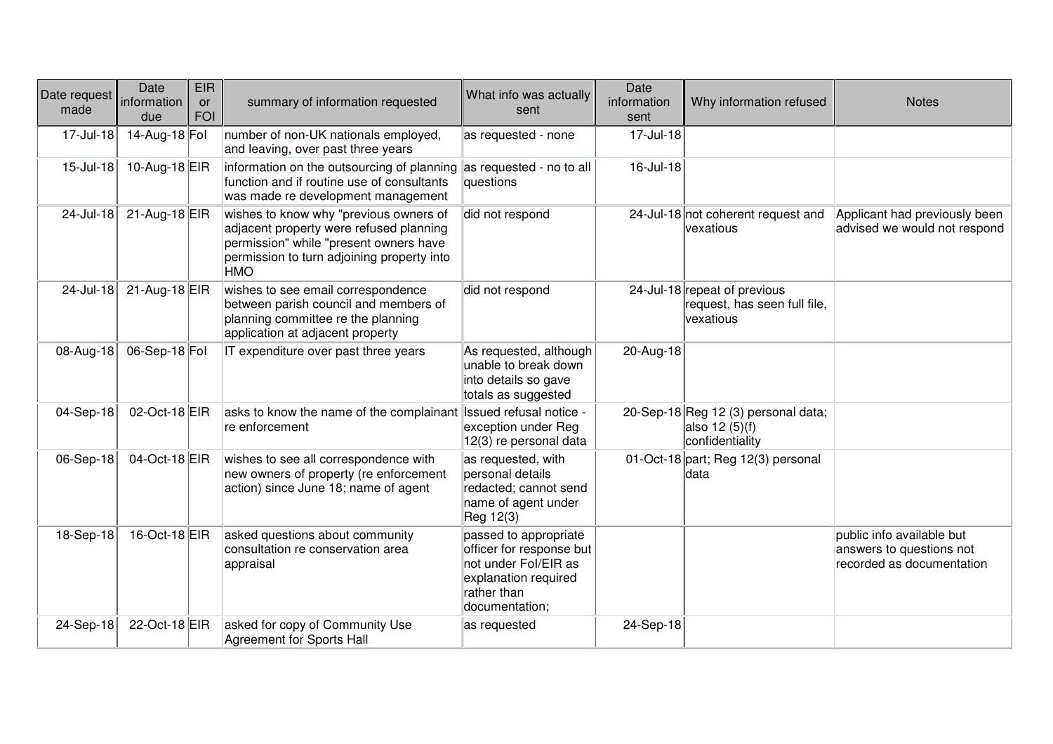| Date request made | Date information due | EIR or FOI | summary of information requested | What info was actually sent | Date information sent | Why information refused | Notes |
|---|---|---|---|---|---|---|---|
| 17-Jul-18 | 14-Aug-18 | FoI | number of non-UK nationals employed, and leaving, over past three years | as requested - none | 17-Jul-18 | | |
| 15-Jul-18 | 10-Aug-18 | EIR | information on the outsourcing of planning function and if routine use of consultants was made re development management | as requested - no to all questions | 16-Jul-18 | | |
| 24-Jul-18 | 21-Aug-18 | EIR | wishes to know why "previous owners of adjacent property were refused planning permission" while "present owners have permission to turn adjoining property into HMO | did not respond | 24-Jul-18 | not coherent request and vexatious | Applicant had previously been advised we would not respond |
| 24-Jul-18 | 21-Aug-18 | EIR | wishes to see email correspondence between parish council and members of planning committee re the planning application at adjacent property | did not respond | 24-Jul-18 | repeat of previous request, has seen full file, vexatious | |
| 08-Aug-18 | 06-Sep-18 | FoI | IT expenditure over past three years | As requested, although unable to break down into details so gave totals as suggested | 20-Aug-18 | | |
| 04-Sep-18 | 02-Oct-18 | EIR | asks to know the name of the complainant re enforcement | Issued refusal notice - exception under Reg 12(3) re personal data | 20-Sep-18 | Reg 12 (3) personal data; also 12 (5)(f) confidentiality | |
| 06-Sep-18 | 04-Oct-18 | EIR | wishes to see all correspondence with new owners of property (re enforcement action) since June 18; name of agent | as requested, with personal details redacted; cannot send name of agent under Reg 12(3) | 01-Oct-18 | part; Reg 12(3) personal data | |
| 18-Sep-18 | 16-Oct-18 | EIR | asked questions about community consultation re conservation area appraisal | passed to appropriate officer for response but not under FoI/EIR as explanation required rather than documentation; | | | public info available but answers to questions not recorded as documentation |
| 24-Sep-18 | 22-Oct-18 | EIR | asked for copy of Community Use Agreement for Sports Hall | as requested | 24-Sep-18 | | |